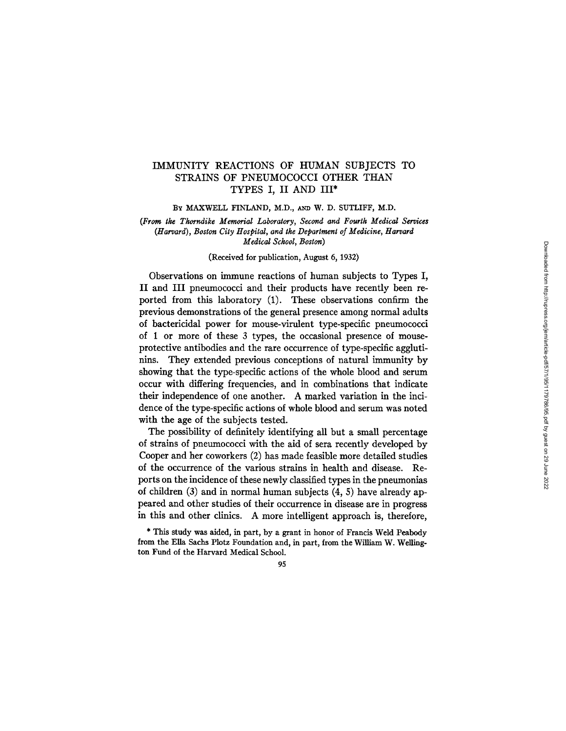# IMMUNITY REACTIONS OF HUMAN SUBJECTS TO STRAINS OF PNEUMOCOCCI OTHER THAN TYPES I, II AND III*

By MAXWELL FINLAND, M.D., and W. D. SUTLIFF, M.D.

*(From the Thorndike Memorial Laboratory, Second and Fourth Medical Services (Harvard), Boston City Hospital, and the Department of Medicine, Harvard Medical School, Boston)*

(Received for publication, August 6, 1932)

Observations on immune reactions of human subjects to Types I, II and III pneumococci and their products have recently been reported from this laboratory (1). These observations confirm the previous demonstrations of the general presence among normal adults of bactericidal power for mouse-virulent type-specific pneumococci of 1 or more of these 3 types, the occasional presence of mouse-protective antibodies and the rare occurrence of type-specific agglutinins. They extended previous conceptions of natural immunity by showing that the type-specific actions of the whole blood and serum occur with differing frequencies, and in combinations that indicate their independence of one another. A marked variation in the incidence of the type-specific actions of whole blood and serum was noted with the age of the subjects tested.

The possibility of definitely identifying all but a small percentage of strains of pneumococci with the aid of sera recently developed by Cooper and her coworkers (2) has made feasible more detailed studies of the occurrence of the various strains in health and disease. Reports on the incidence of these newly classified types in the pneumonias of children (3) and in normal human subjects (4, 5) have already appeared and other studies of their occurrence in disease are in progress in this and other clinics. A more intelligent approach is, therefore,

\* This study was aided, in part, by a grant in honor of Francis Weld Peabody from the Ella Sachs Plotz Foundation and, in part, from the William W. Wellington Fund of the Harvard Medical School.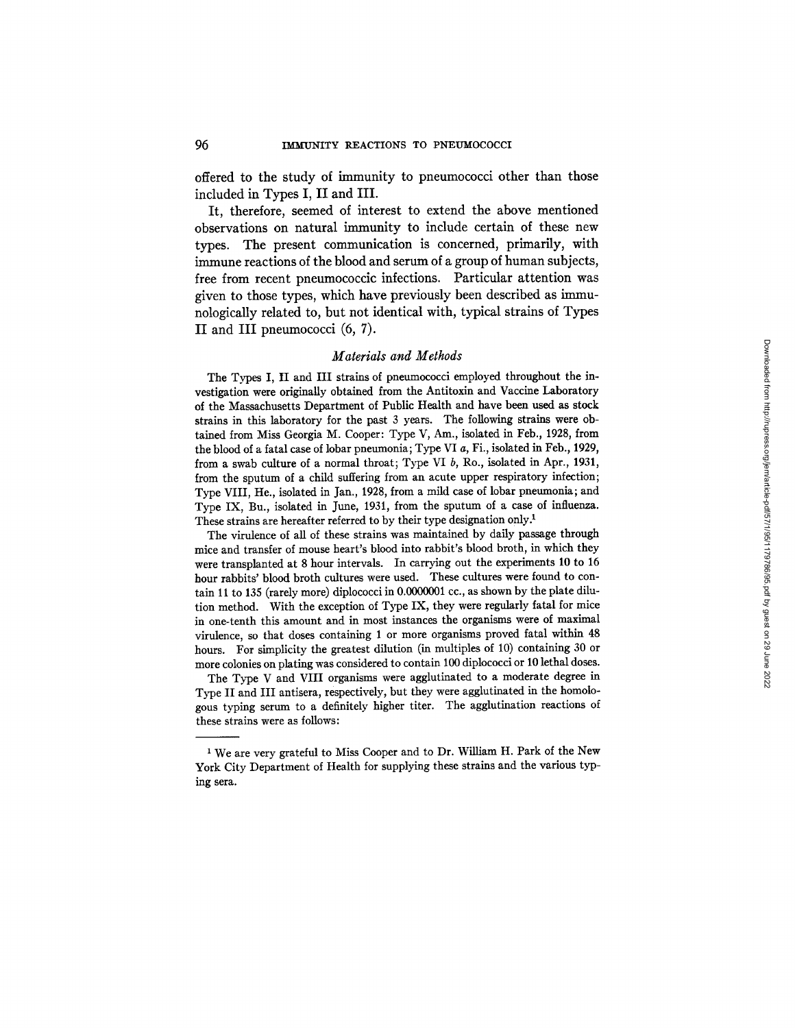offered to the study of immunity to pneumococci other than those included in Types I, II and III.

It, therefore, seemed of interest to extend the above mentioned observations on natural immunity to include certain of these new types. The present communication is concerned, primarily, with immune reactions of the blood and serum of a group of human subjects, free from recent pneumococcic infections. Particular attention was given to those types, which have previously been described as immunologically related to, but not identical with, typical strains of Types II and III pneumococci (6, 7).

## *Materials and Methods*

The Types I, II and III strains of pneumococci employed throughout the investigation were originally obtained from the Antitoxin and Vaccine Laboratory of the Massachusetts Department of Public Health and have been used as stock strains in this laboratory for the past 3 years. The following strains were obtained from Miss Georgia M. Cooper: Type V, Am., isolated in Feb., 1928, from the blood of a fatal case of lobar pneumonia; Type VI *a*, Fi., isolated in Feb., 1929, from a swab culture of a normal throat; Type VI *b*, Ro., isolated in Apr., 1931, from the sputum of a child suffering from an acute upper respiratory infection; Type VIII, He., isolated in Jan., 1928, from a mild case of lobar pneumonia; and Type IX, Bu., isolated in June, 1931, from the sputum of a case of influenza. These strains are hereafter referred to by their type designation only.[1]

The virulence of all of these strains was maintained by daily passage through mice and transfer of mouse heart's blood into rabbit's blood broth, in which they were transplanted at 8 hour intervals. In carrying out the experiments 10 to 16 hour rabbits' blood broth cultures were used. These cultures were found to contain 11 to 135 (rarely more) diplococci in 0.0000001 cc., as shown by the plate dilution method. With the exception of Type IX, they were regularly fatal for mice in one-tenth this amount and in most instances the organisms were of maximal virulence, so that doses containing 1 or more organisms proved fatal within 48 hours. For simplicity the greatest dilution (in multiples of 10) containing 30 or more colonies on plating was considered to contain 100 diplococci or 10 lethal doses.

The Type V and VIII organisms were agglutinated to a moderate degree in Type II and III antisera, respectively, but they were agglutinated in the homologous typing serum to a definitely higher titer. The agglutination reactions of these strains were as follows:

---

[1] We are very grateful to Miss Cooper and to Dr. William H. Park of the New York City Department of Health for supplying these strains and the various typing sera.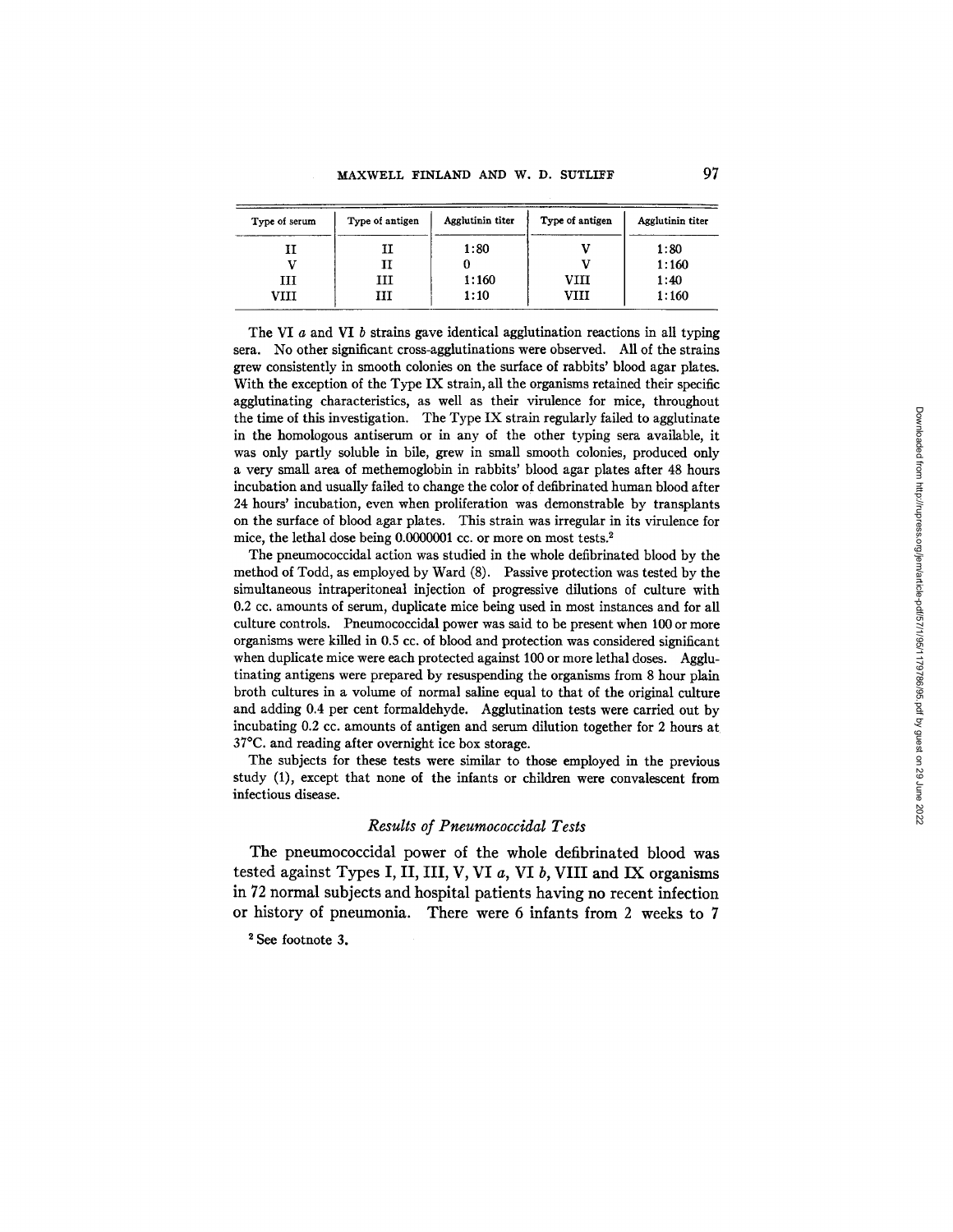| Type of serum | Type of antigen | Agglutinin titer | Type of antigen | Agglutinin titer |
|---|---|---|---|---|
| II | II | 1:80 | V | 1:80 |
| V | II | 0 | V | 1:160 |
| III | III | 1:160 | VIII | 1:40 |
| VIII | III | 1:10 | VIII | 1:160 |

The VI *a* and VI *b* strains gave identical agglutination reactions in all typing sera. No other significant cross-agglutinations were observed. All of the strains grew consistently in smooth colonies on the surface of rabbits' blood agar plates. With the exception of the Type IX strain, all the organisms retained their specific agglutinating characteristics, as well as their virulence for mice, throughout the time of this investigation. The Type IX strain regularly failed to agglutinate in the homologous antiserum or in any of the other typing sera available, it was only partly soluble in bile, grew in small smooth colonies, produced only a very small area of methemoglobin in rabbits' blood agar plates after 48 hours incubation and usually failed to change the color of defibrinated human blood after 24 hours' incubation, even when proliferation was demonstrable by transplants on the surface of blood agar plates. This strain was irregular in its virulence for mice, the lethal dose being 0.0000001 cc. or more on most tests.[2]

The pneumococcidal action was studied in the whole defibrinated blood by the method of Todd, as employed by Ward (8). Passive protection was tested by the simultaneous intraperitoneal injection of progressive dilutions of culture with 0.2 cc. amounts of serum, duplicate mice being used in most instances and for all culture controls. Pneumococcidal power was said to be present when 100 or more organisms were killed in 0.5 cc. of blood and protection was considered significant when duplicate mice were each protected against 100 or more lethal doses. Agglutinating antigens were prepared by resuspending the organisms from 8 hour plain broth cultures in a volume of normal saline equal to that of the original culture and adding 0.4 per cent formaldehyde. Agglutination tests were carried out by incubating 0.2 cc. amounts of antigen and serum dilution together for 2 hours at 37°C. and reading after overnight ice box storage.

The subjects for these tests were similar to those employed in the previous study (1), except that none of the infants or children were convalescent from infectious disease.

### *Results of Pneumococcidal Tests*

The pneumococcidal power of the whole defibrinated blood was tested against Types I, II, III, V, VI *a*, VI *b*, VIII and IX organisms in 72 normal subjects and hospital patients having no recent infection or history of pneumonia. There were 6 infants from 2 weeks to 7

[2] See footnote 3.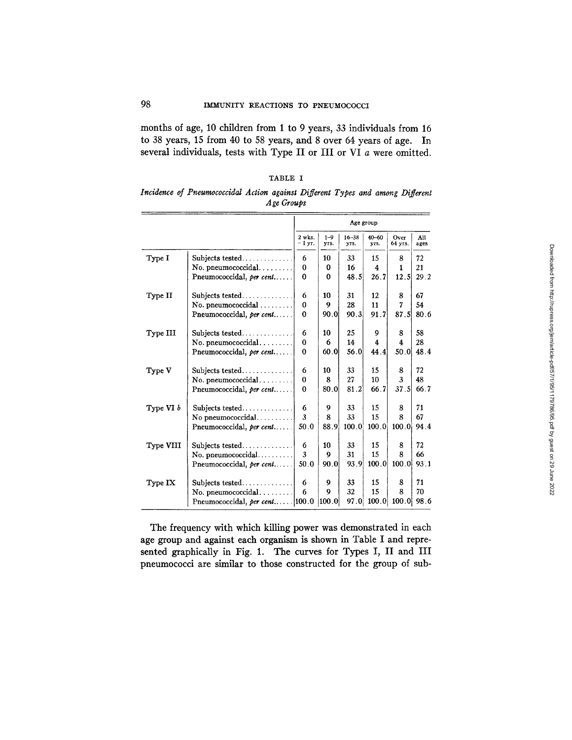months of age, 10 children from 1 to 9 years, 33 individuals from 16 to 38 years, 15 from 40 to 58 years, and 8 over 64 years of age. In several individuals, tests with Type II or III or VI *a* were omitted.

TABLE I

*Incidence of Pneumococcidal Action against Different Types and among Different Age Groups*

| | | Age group | | | | | |
|---|---|---|---|---|---|---|---|
| | | 2 wks. – 1 yr. | 1–9 yrs. | 16–38 yrs. | 40–60 yrs. | Over 64 yrs. | All ages |
| Type I | Subjects tested | 6 | 10 | 33 | 15 | 8 | 72 |
| | No. pneumococcidal | 0 | 0 | 16 | 4 | 1 | 21 |
| | Pneumococcidal, *per cent* | 0 | 0 | 48.5 | 26.7 | 12.5 | 29.2 |
| Type II | Subjects tested | 6 | 10 | 31 | 12 | 8 | 67 |
| | No. pneumococcidal | 0 | 9 | 28 | 11 | 7 | 54 |
| | Pneumococcidal, *per cent* | 0 | 90.0 | 90.3 | 91.7 | 87.5 | 80.6 |
| Type III | Subjects tested | 6 | 10 | 25 | 9 | 8 | 58 |
| | No. pneumococcidal | 0 | 6 | 14 | 4 | 4 | 28 |
| | Pneumococcidal, *per cent* | 0 | 60.0 | 56.0 | 44.4 | 50.0 | 48.4 |
| Type V | Subjects tested | 6 | 10 | 33 | 15 | 8 | 72 |
| | No. pneumococcidal | 0 | 8 | 27 | 10 | 3 | 48 |
| | Pneumococcidal, *per cent* | 0 | 80.0 | 81.2 | 66.7 | 37.5 | 66.7 |
| Type VI *b* | Subjects tested | 6 | 9 | 33 | 15 | 8 | 71 |
| | No pneumococcidal | 3 | 8 | 33 | 15 | 8 | 67 |
| | Pneumococcidal, *per cent* | 50.0 | 88.9 | 100.0 | 100.0 | 100.0 | 94.4 |
| Type VIII | Subjects tested | 6 | 10 | 33 | 15 | 8 | 72 |
| | No. pneumococcidal | 3 | 9 | 31 | 15 | 8 | 66 |
| | Pneumococcidal, *per cent* | 50.0 | 90.0 | 93.9 | 100.0 | 100.0 | 93.1 |
| Type IX | Subjects tested | 6 | 9 | 33 | 15 | 8 | 71 |
| | No. pneumococcidal | 6 | 9 | 32 | 15 | 8 | 70 |
| | Pneumococcidal, *per cent* | 100.0 | 100.0 | 97.0 | 100.0 | 100.0 | 98.6 |

The frequency with which killing power was demonstrated in each age group and against each organism is shown in Table I and represented graphically in Fig. 1. The curves for Types I, II and III pneumococci are similar to those constructed for the group of sub-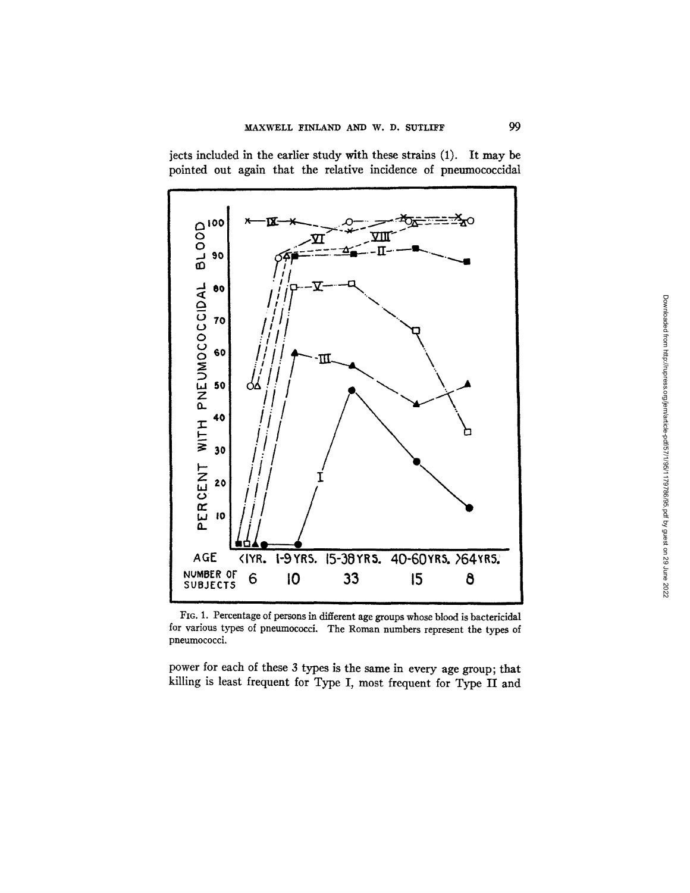jects included in the earlier study with these strains (1). It may be pointed out again that the relative incidence of pneumococcidal

Fig. 1. Percentage of persons in different age groups whose blood is bactericidal for various types of pneumococci. The Roman numbers represent the types of pneumococci.

power for each of these 3 types is the same in every age group; that killing is least frequent for Type I, most frequent for Type II and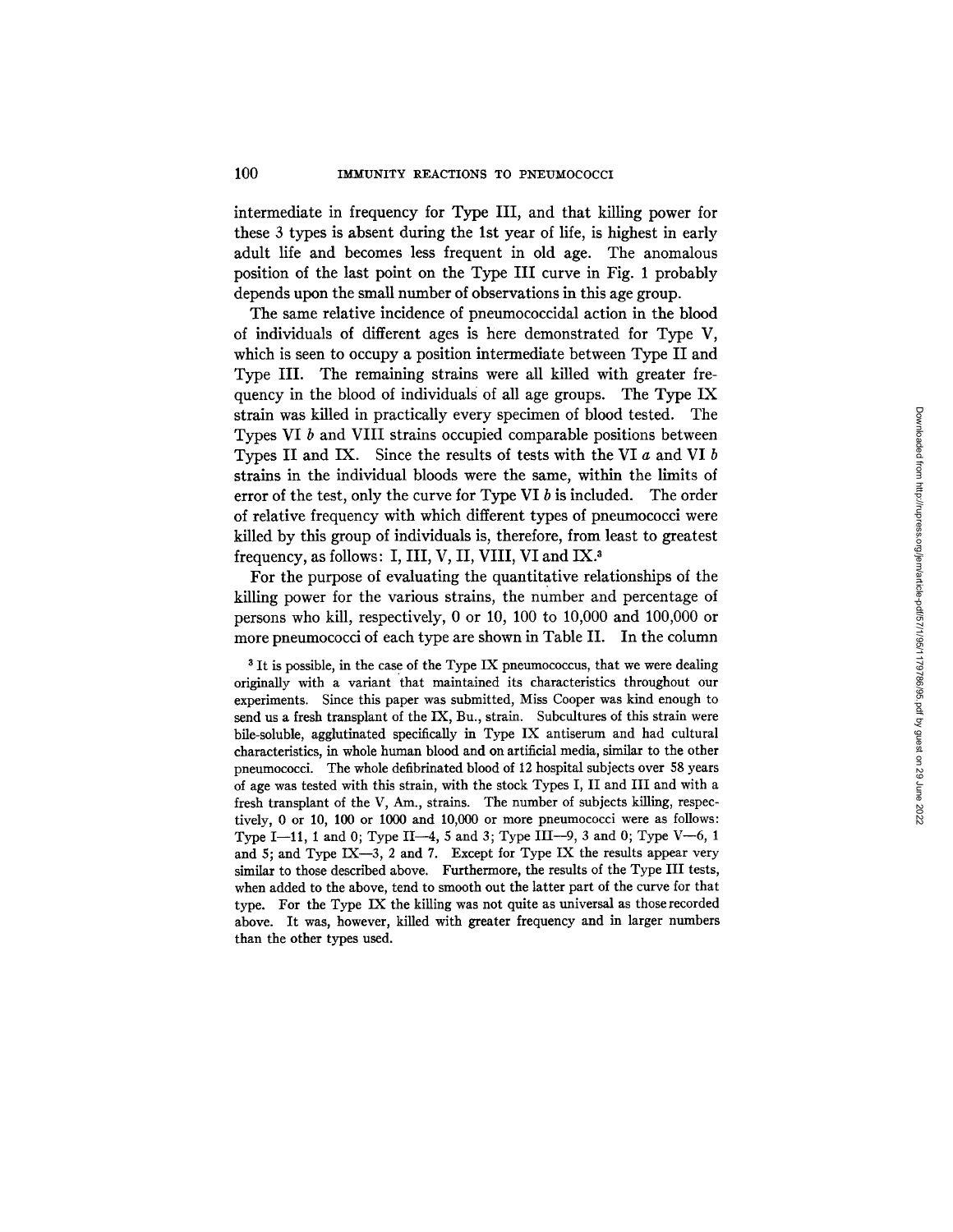intermediate in frequency for Type III, and that killing power for these 3 types is absent during the 1st year of life, is highest in early adult life and becomes less frequent in old age. The anomalous position of the last point on the Type III curve in Fig. 1 probably depends upon the small number of observations in this age group.

The same relative incidence of pneumococcidal action in the blood of individuals of different ages is here demonstrated for Type V, which is seen to occupy a position intermediate between Type II and Type III. The remaining strains were all killed with greater frequency in the blood of individuals of all age groups. The Type IX strain was killed in practically every specimen of blood tested. The Types VI *b* and VIII strains occupied comparable positions between Types II and IX. Since the results of tests with the VI *a* and VI *b* strains in the individual bloods were the same, within the limits of error of the test, only the curve for Type VI *b* is included. The order of relative frequency with which different types of pneumococci were killed by this group of individuals is, therefore, from least to greatest frequency, as follows: I, III, V, II, VIII, VI and IX.[3]

For the purpose of evaluating the quantitative relationships of the killing power for the various strains, the number and percentage of persons who kill, respectively, 0 or 10, 100 to 10,000 and 100,000 or more pneumococci of each type are shown in Table II. In the column

[3] It is possible, in the case of the Type IX pneumococcus, that we were dealing originally with a variant that maintained its characteristics throughout our experiments. Since this paper was submitted, Miss Cooper was kind enough to send us a fresh transplant of the IX, Bu., strain. Subcultures of this strain were bile-soluble, agglutinated specifically in Type IX antiserum and had cultural characteristics, in whole human blood and on artificial media, similar to the other pneumococci. The whole defibrinated blood of 12 hospital subjects over 58 years of age was tested with this strain, with the stock Types I, II and III and with a fresh transplant of the V, Am., strains. The number of subjects killing, respectively, 0 or 10, 100 or 1000 and 10,000 or more pneumococci were as follows: Type I—11, 1 and 0; Type II—4, 5 and 3; Type III—9, 3 and 0; Type V—6, 1 and 5; and Type IX—3, 2 and 7. Except for Type IX the results appear very similar to those described above. Furthermore, the results of the Type III tests, when added to the above, tend to smooth out the latter part of the curve for that type. For the Type IX the killing was not quite as universal as those recorded above. It was, however, killed with greater frequency and in larger numbers than the other types used.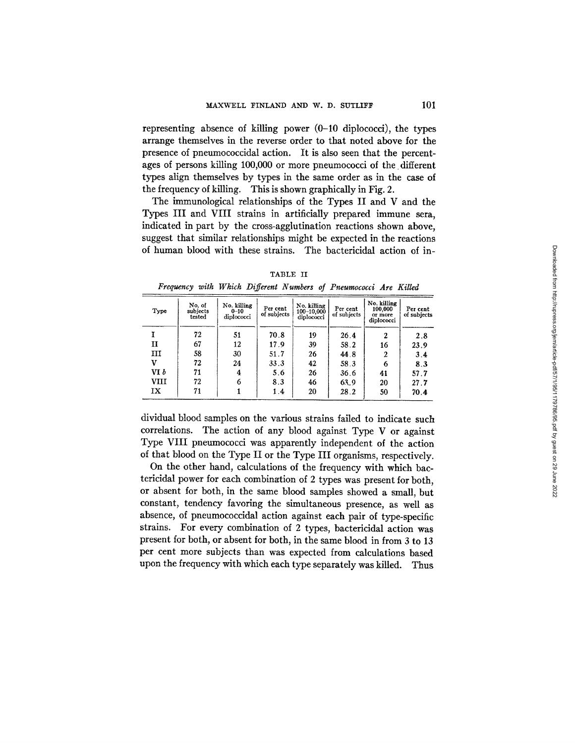representing absence of killing power (0–10 diplococci), the types arrange themselves in the reverse order to that noted above for the presence of pneumococcidal action. It is also seen that the percentages of persons killing 100,000 or more pneumococci of the different types align themselves by types in the same order as in the case of the frequency of killing. This is shown graphically in Fig. 2.

The immunological relationships of the Types II and V and the Types III and VIII strains in artificially prepared immune sera, indicated in part by the cross-agglutination reactions shown above, suggest that similar relationships might be expected in the reactions of human blood with these strains. The bactericidal action of individual blood samples on the various strains failed to indicate such correlations. The action of any blood against Type V or against Type VIII pneumococci was apparently independent of the action of that blood on the Type II or the Type III organisms, respectively.

TABLE II

*Frequency with Which Different Numbers of Pneumococci Are Killed*

| Type | No. of subjects tested | No. killing 0–10 diplococci | Per cent of subjects | No. killing 100–10,000 diplococci | Per cent of subjects | No. killing 100,000 or more diplococci | Per cent of subjects |
|---|---|---|---|---|---|---|---|
| I | 72 | 51 | 70.8 | 19 | 26.4 | 2 | 2.8 |
| II | 67 | 12 | 17.9 | 39 | 58.2 | 16 | 23.9 |
| III | 58 | 30 | 51.7 | 26 | 44.8 | 2 | 3.4 |
| V | 72 | 24 | 33.3 | 42 | 58.3 | 6 | 8.3 |
| VI *b* | 71 | 4 | 5.6 | 26 | 36.6 | 41 | 57.7 |
| VIII | 72 | 6 | 8.3 | 46 | 63.9 | 20 | 27.7 |
| IX | 71 | 1 | 1.4 | 20 | 28.2 | 50 | 70.4 |

On the other hand, calculations of the frequency with which bactericidal power for each combination of 2 types was present for both, or absent for both, in the same blood samples showed a small, but constant, tendency favoring the simultaneous presence, as well as absence, of pneumococcidal action against each pair of type-specific strains. For every combination of 2 types, bactericidal action was present for both, or absent for both, in the same blood in from 3 to 13 per cent more subjects than was expected from calculations based upon the frequency with which each type separately was killed. Thus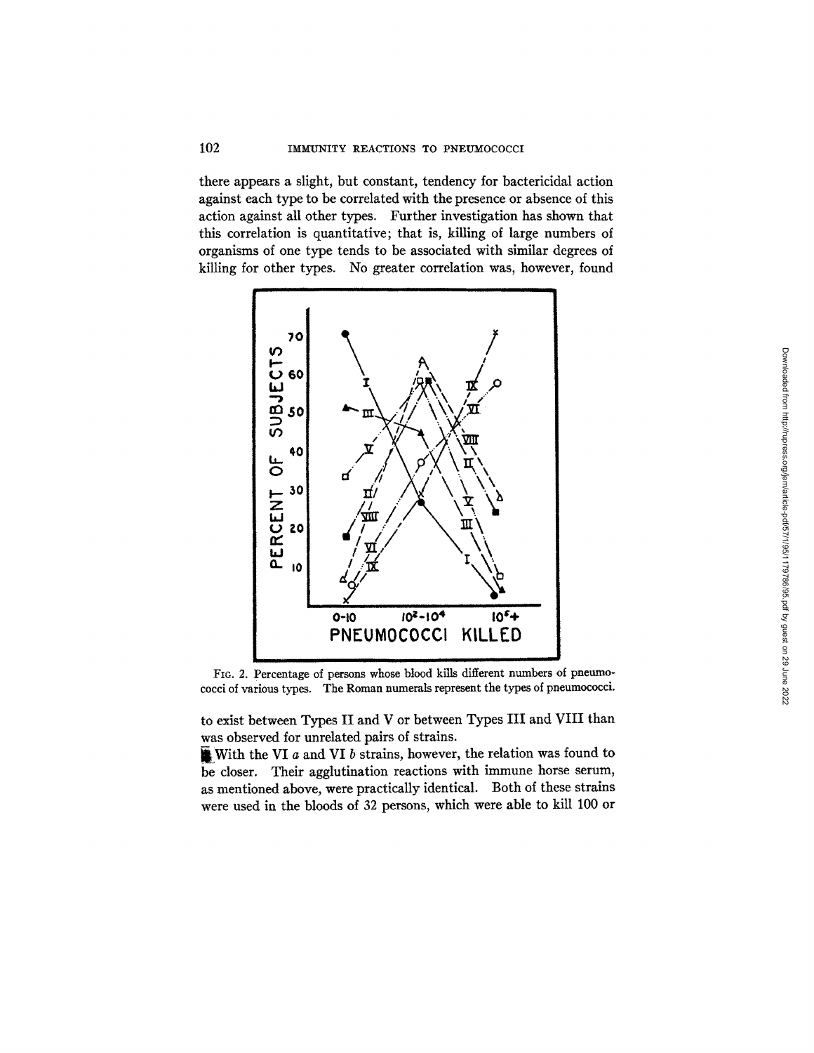there appears a slight, but constant, tendency for bactericidal action against each type to be correlated with the presence or absence of this action against all other types. Further investigation has shown that this correlation is quantitative; that is, killing of large numbers of organisms of one type tends to be associated with similar degrees of killing for other types. No greater correlation was, however, found

FIG. 2. Percentage of persons whose blood kills different numbers of pneumococci of various types. The Roman numerals represent the types of pneumococci.

to exist between Types II and V or between Types III and VIII than was observed for unrelated pairs of strains.

With the VI *a* and VI *b* strains, however, the relation was found to be closer. Their agglutination reactions with immune horse serum, as mentioned above, were practically identical. Both of these strains were used in the bloods of 32 persons, which were able to kill 100 or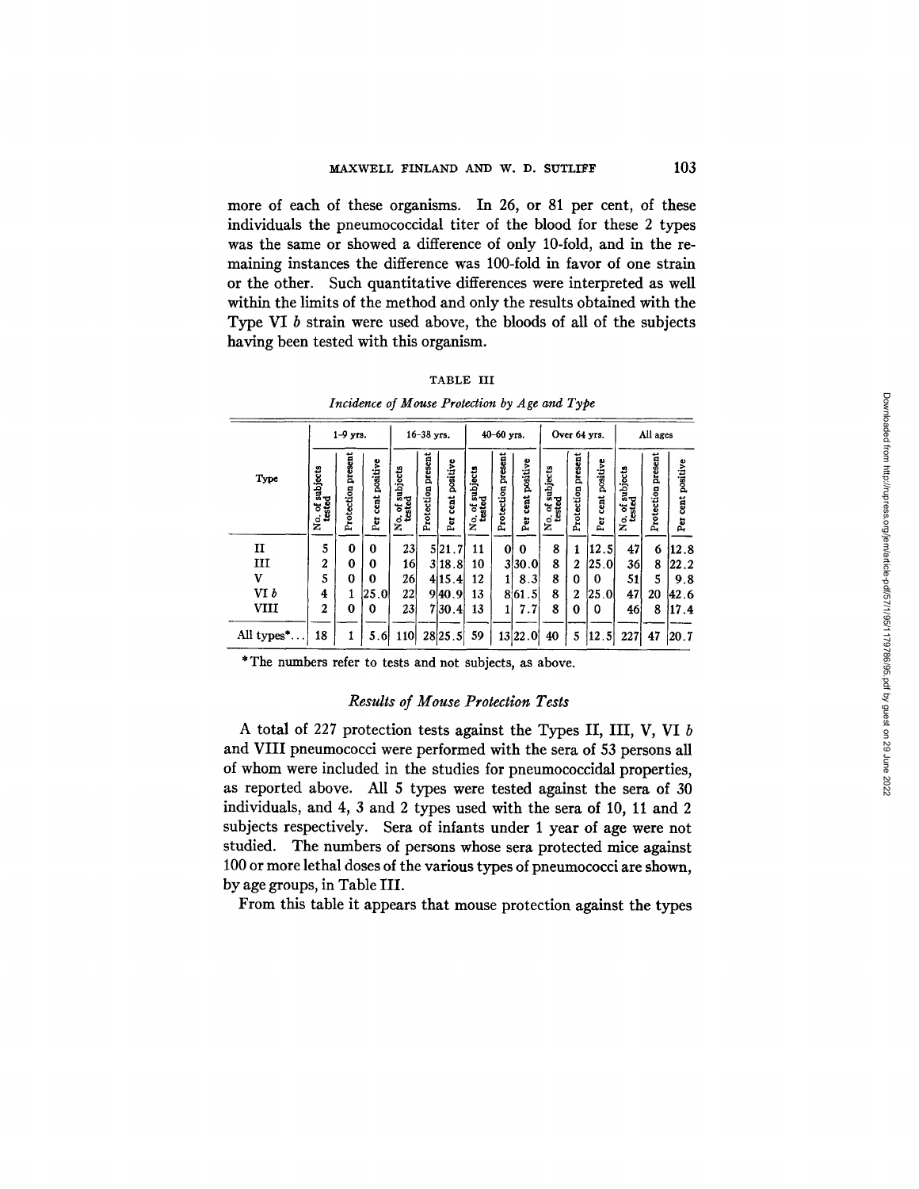more of each of these organisms. In 26, or 81 per cent, of these individuals the pneumococcidal titer of the blood for these 2 types was the same or showed a difference of only 10-fold, and in the remaining instances the difference was 100-fold in favor of one strain or the other. Such quantitative differences were interpreted as well within the limits of the method and only the results obtained with the Type VI *b* strain were used above, the bloods of all of the subjects having been tested with this organism.

TABLE III

*Incidence of Mouse Protection by Age and Type*

| Type | 1–9 yrs. | | | 16–38 yrs. | | | 40–60 yrs. | | | Over 64 yrs. | | | All ages | | |
|---|---|---|---|---|---|---|---|---|---|---|---|---|---|---|---|
| | No. of subjects tested | Protection present | Per cent positive | No. of subjects tested | Protection present | Per cent positive | No. of subjects tested | Protection present | Per cent positive | No. of subjects tested | Protection present | Per cent positive | No. of subjects tested | Protection present | Per cent positive |
| II | 5 | 0 | 0 | 23 | 5 | 21.7 | 11 | 0 | 0 | 8 | 1 | 12.5 | 47 | 6 | 12.8 |
| III | 2 | 0 | 0 | 16 | 3 | 18.8 | 10 | 3 | 30.0 | 8 | 2 | 25.0 | 36 | 8 | 22.2 |
| V | 5 | 0 | 0 | 26 | 4 | 15.4 | 12 | 1 | 8.3 | 8 | 0 | 0 | 51 | 5 | 9.8 |
| VI *b* | 4 | 1 | 25.0 | 22 | 9 | 40.9 | 13 | 8 | 61.5 | 8 | 2 | 25.0 | 47 | 20 | 42.6 |
| VIII | 2 | 0 | 0 | 23 | 7 | 30.4 | 13 | 1 | 7.7 | 8 | 0 | 0 | 46 | 8 | 17.4 |
| All types*... | 18 | 1 | 5.6 | 110 | 28 | 25.5 | 59 | 13 | 22.0 | 40 | 5 | 12.5 | 227 | 47 | 20.7 |

*The numbers refer to tests and not subjects, as above.

### *Results of Mouse Protection Tests*

A total of 227 protection tests against the Types II, III, V, VI *b* and VIII pneumococci were performed with the sera of 53 persons all of whom were included in the studies for pneumococcidal properties, as reported above. All 5 types were tested against the sera of 30 individuals, and 4, 3 and 2 types used with the sera of 10, 11 and 2 subjects respectively. Sera of infants under 1 year of age were not studied. The numbers of persons whose sera protected mice against 100 or more lethal doses of the various types of pneumococci are shown, by age groups, in Table III.

From this table it appears that mouse protection against the types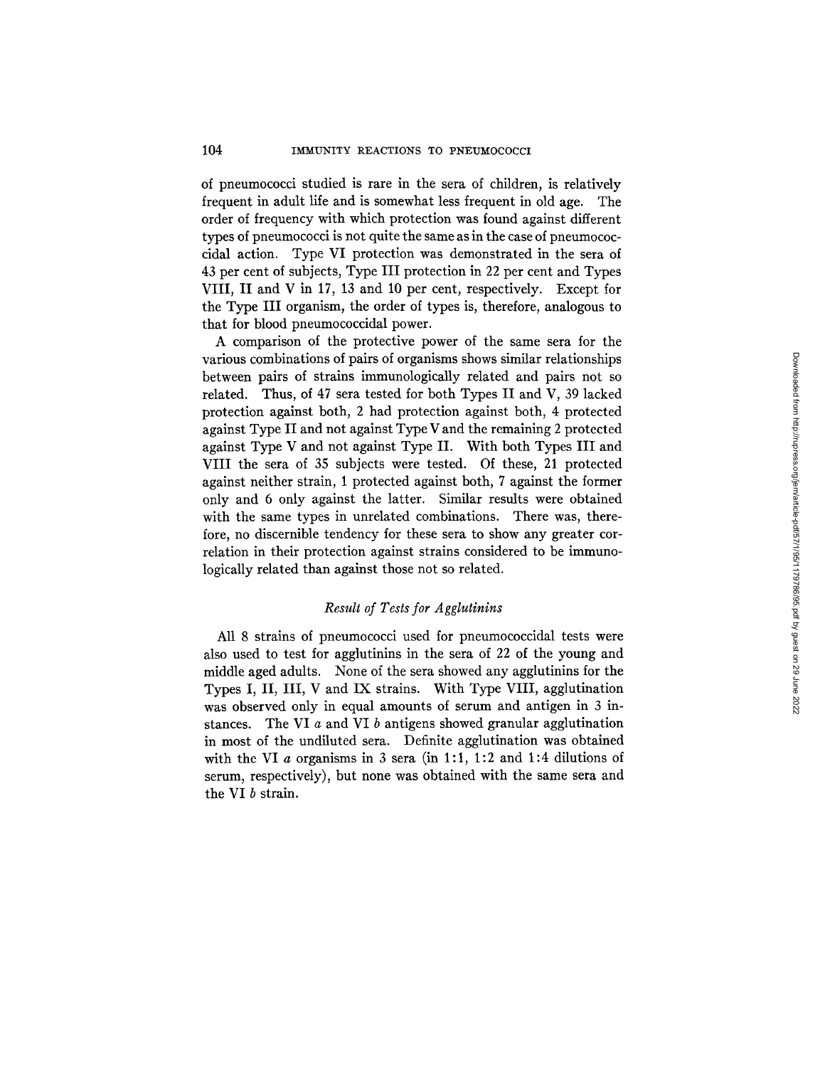of pneumococci studied is rare in the sera of children, is relatively frequent in adult life and is somewhat less frequent in old age. The order of frequency with which protection was found against different types of pneumococci is not quite the same as in the case of pneumococcidal action. Type VI protection was demonstrated in the sera of 43 per cent of subjects, Type III protection in 22 per cent and Types VIII, II and V in 17, 13 and 10 per cent, respectively. Except for the Type III organism, the order of types is, therefore, analogous to that for blood pneumococcidal power.

A comparison of the protective power of the same sera for the various combinations of pairs of organisms shows similar relationships between pairs of strains immunologically related and pairs not so related. Thus, of 47 sera tested for both Types II and V, 39 lacked protection against both, 2 had protection against both, 4 protected against Type II and not against Type V and the remaining 2 protected against Type V and not against Type II. With both Types III and VIII the sera of 35 subjects were tested. Of these, 21 protected against neither strain, 1 protected against both, 7 against the former only and 6 only against the latter. Similar results were obtained with the same types in unrelated combinations. There was, therefore, no discernible tendency for these sera to show any greater correlation in their protection against strains considered to be immunologically related than against those not so related.

### *Result of Tests for Agglutinins*

All 8 strains of pneumococci used for pneumococcidal tests were also used to test for agglutinins in the sera of 22 of the young and middle aged adults. None of the sera showed any agglutinins for the Types I, II, III, V and IX strains. With Type VIII, agglutination was observed only in equal amounts of serum and antigen in 3 instances. The VI *a* and VI *b* antigens showed granular agglutination in most of the undiluted sera. Definite agglutination was obtained with the VI *a* organisms in 3 sera (in 1:1, 1:2 and 1:4 dilutions of serum, respectively), but none was obtained with the same sera and the VI *b* strain.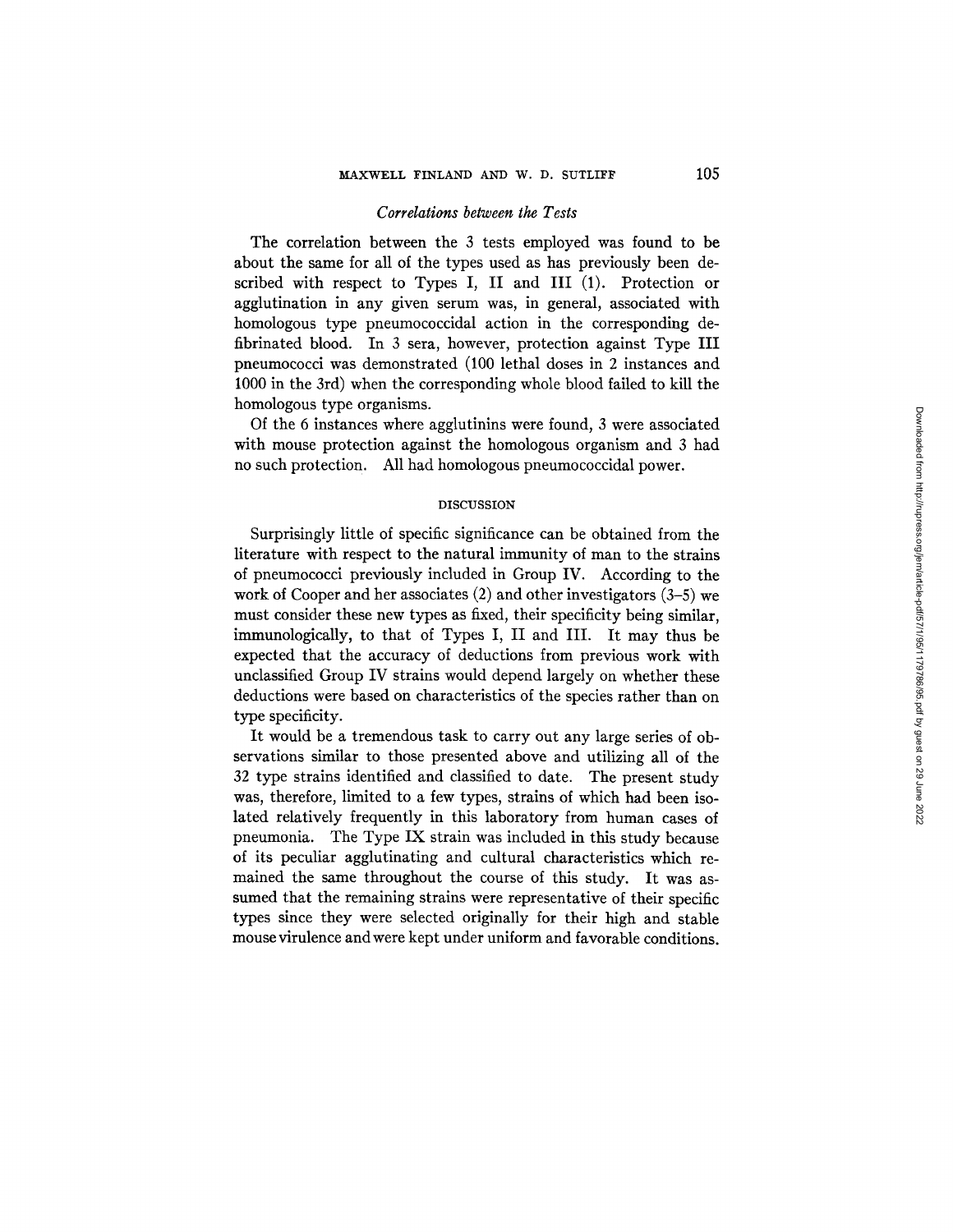### *Correlations between the Tests*

The correlation between the 3 tests employed was found to be about the same for all of the types used as has previously been described with respect to Types I, II and III (1). Protection or agglutination in any given serum was, in general, associated with homologous type pneumococcidal action in the corresponding defibrinated blood. In 3 sera, however, protection against Type III pneumococci was demonstrated (100 lethal doses in 2 instances and 1000 in the 3rd) when the corresponding whole blood failed to kill the homologous type organisms.

Of the 6 instances where agglutinins were found, 3 were associated with mouse protection against the homologous organism and 3 had no such protection. All had homologous pneumococcidal power.

## DISCUSSION

Surprisingly little of specific significance can be obtained from the literature with respect to the natural immunity of man to the strains of pneumococci previously included in Group IV. According to the work of Cooper and her associates (2) and other investigators (3–5) we must consider these new types as fixed, their specificity being similar, immunologically, to that of Types I, II and III. It may thus be expected that the accuracy of deductions from previous work with unclassified Group IV strains would depend largely on whether these deductions were based on characteristics of the species rather than on type specificity.

It would be a tremendous task to carry out any large series of observations similar to those presented above and utilizing all of the 32 type strains identified and classified to date. The present study was, therefore, limited to a few types, strains of which had been isolated relatively frequently in this laboratory from human cases of pneumonia. The Type IX strain was included in this study because of its peculiar agglutinating and cultural characteristics which remained the same throughout the course of this study. It was assumed that the remaining strains were representative of their specific types since they were selected originally for their high and stable mouse virulence and were kept under uniform and favorable conditions.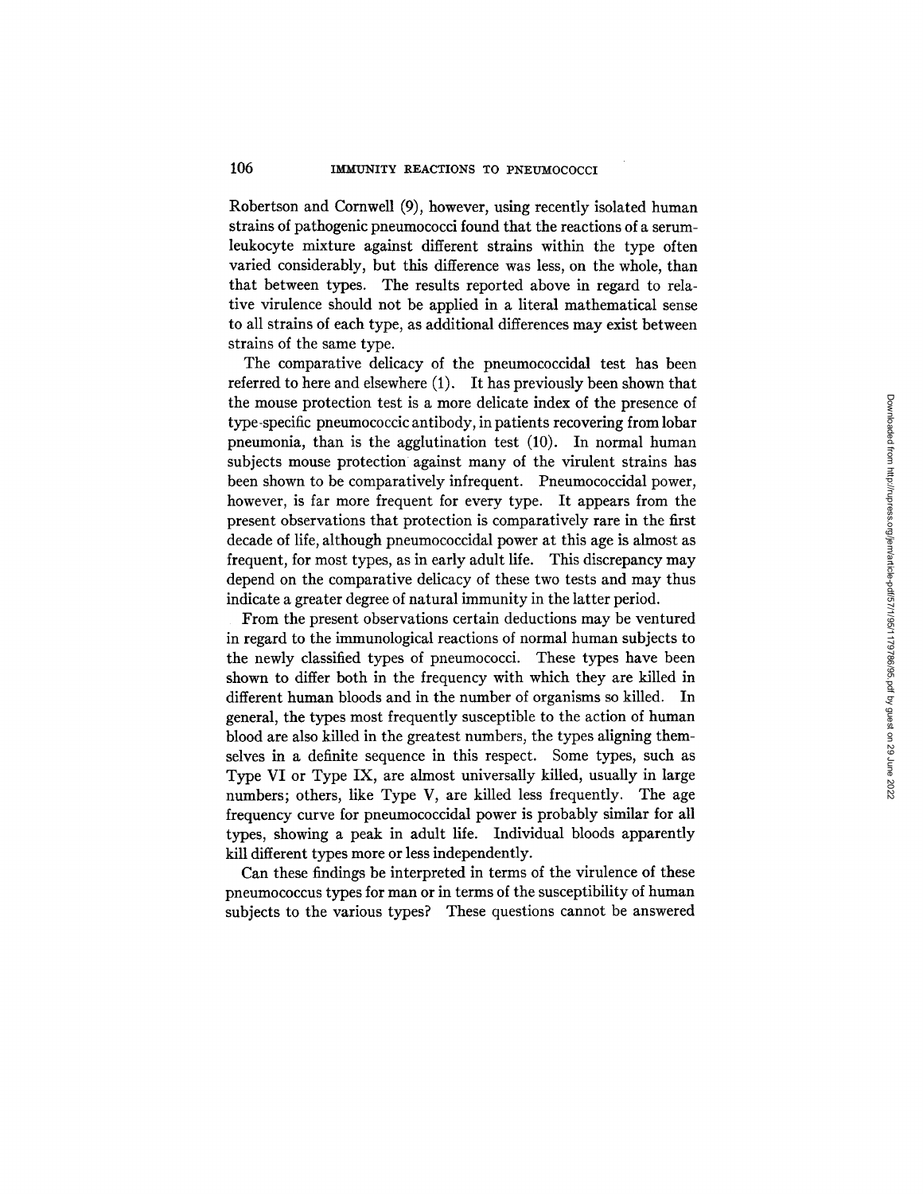Robertson and Cornwell (9), however, using recently isolated human strains of pathogenic pneumococci found that the reactions of a serum-leukocyte mixture against different strains within the type often varied considerably, but this difference was less, on the whole, than that between types. The results reported above in regard to relative virulence should not be applied in a literal mathematical sense to all strains of each type, as additional differences may exist between strains of the same type.

The comparative delicacy of the pneumococcidal test has been referred to here and elsewhere (1). It has previously been shown that the mouse protection test is a more delicate index of the presence of type-specific pneumococcic antibody, in patients recovering from lobar pneumonia, than is the agglutination test (10). In normal human subjects mouse protection against many of the virulent strains has been shown to be comparatively infrequent. Pneumococcidal power, however, is far more frequent for every type. It appears from the present observations that protection is comparatively rare in the first decade of life, although pneumococcidal power at this age is almost as frequent, for most types, as in early adult life. This discrepancy may depend on the comparative delicacy of these two tests and may thus indicate a greater degree of natural immunity in the latter period.

From the present observations certain deductions may be ventured in regard to the immunological reactions of normal human subjects to the newly classified types of pneumococci. These types have been shown to differ both in the frequency with which they are killed in different human bloods and in the number of organisms so killed. In general, the types most frequently susceptible to the action of human blood are also killed in the greatest numbers, the types aligning themselves in a definite sequence in this respect. Some types, such as Type VI or Type IX, are almost universally killed, usually in large numbers; others, like Type V, are killed less frequently. The age frequency curve for pneumococcidal power is probably similar for all types, showing a peak in adult life. Individual bloods apparently kill different types more or less independently.

Can these findings be interpreted in terms of the virulence of these pneumococcus types for man or in terms of the susceptibility of human subjects to the various types? These questions cannot be answered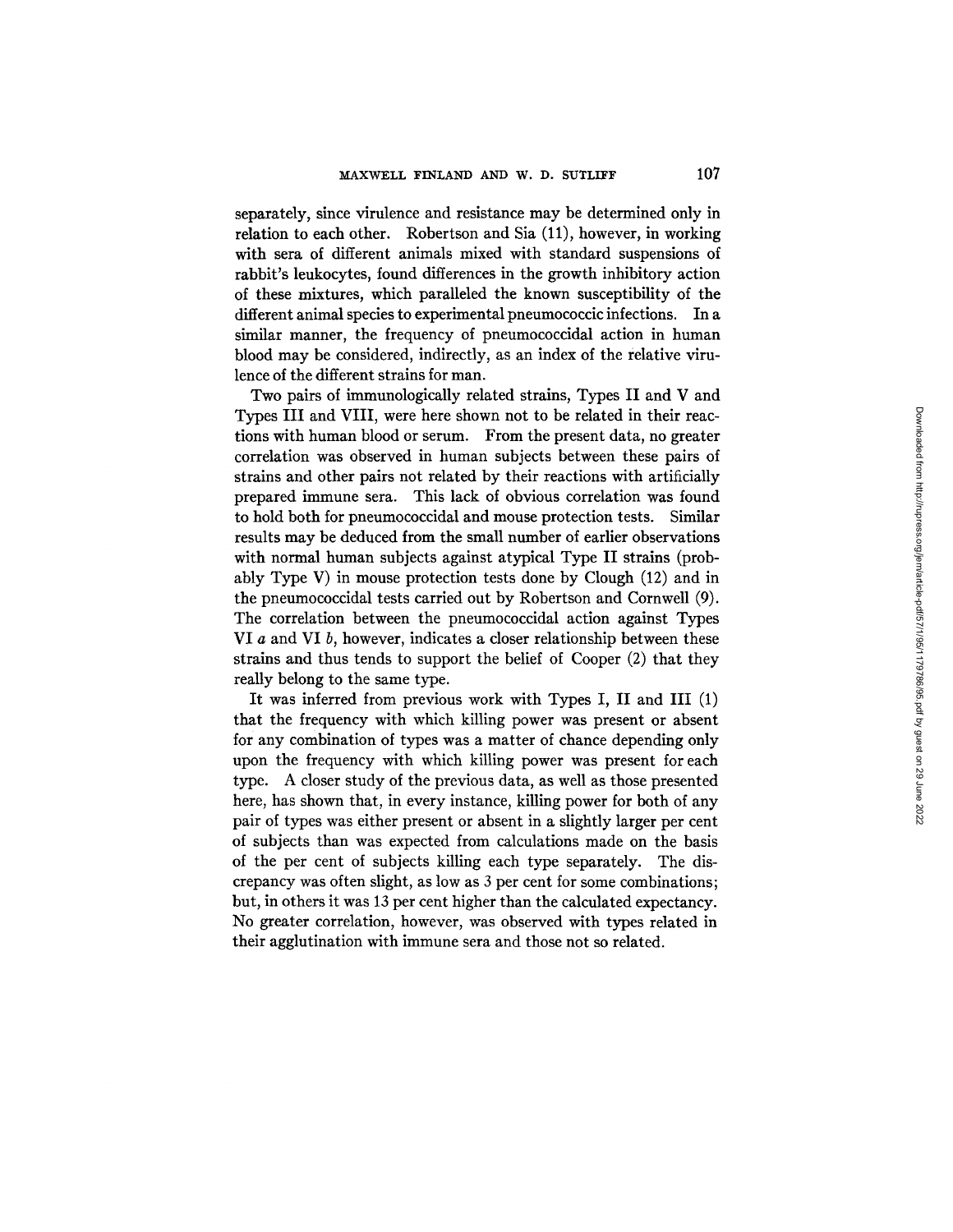separately, since virulence and resistance may be determined only in relation to each other. Robertson and Sia (11), however, in working with sera of different animals mixed with standard suspensions of rabbit's leukocytes, found differences in the growth inhibitory action of these mixtures, which paralleled the known susceptibility of the different animal species to experimental pneumococcic infections. In a similar manner, the frequency of pneumococcidal action in human blood may be considered, indirectly, as an index of the relative virulence of the different strains for man.

Two pairs of immunologically related strains, Types II and V and Types III and VIII, were here shown not to be related in their reactions with human blood or serum. From the present data, no greater correlation was observed in human subjects between these pairs of strains and other pairs not related by their reactions with artificially prepared immune sera. This lack of obvious correlation was found to hold both for pneumococcidal and mouse protection tests. Similar results may be deduced from the small number of earlier observations with normal human subjects against atypical Type II strains (probably Type V) in mouse protection tests done by Clough (12) and in the pneumococcidal tests carried out by Robertson and Cornwell (9). The correlation between the pneumococcidal action against Types VI *a* and VI *b*, however, indicates a closer relationship between these strains and thus tends to support the belief of Cooper (2) that they really belong to the same type.

It was inferred from previous work with Types I, II and III (1) that the frequency with which killing power was present or absent for any combination of types was a matter of chance depending only upon the frequency with which killing power was present for each type. A closer study of the previous data, as well as those presented here, has shown that, in every instance, killing power for both of any pair of types was either present or absent in a slightly larger per cent of subjects than was expected from calculations made on the basis of the per cent of subjects killing each type separately. The discrepancy was often slight, as low as 3 per cent for some combinations; but, in others it was 13 per cent higher than the calculated expectancy. No greater correlation, however, was observed with types related in their agglutination with immune sera and those not so related.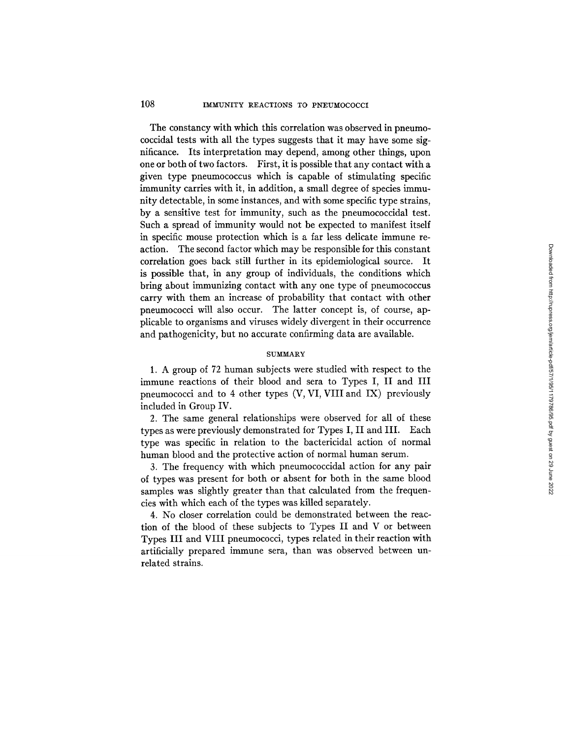The constancy with which this correlation was observed in pneumococcidal tests with all the types suggests that it may have some significance. Its interpretation may depend, among other things, upon one or both of two factors. First, it is possible that any contact with a given type pneumococcus which is capable of stimulating specific immunity carries with it, in addition, a small degree of species immunity detectable, in some instances, and with some specific type strains, by a sensitive test for immunity, such as the pneumococcidal test. Such a spread of immunity would not be expected to manifest itself in specific mouse protection which is a far less delicate immune reaction. The second factor which may be responsible for this constant correlation goes back still further in its epidemiological source. It is possible that, in any group of individuals, the conditions which bring about immunizing contact with any one type of pneumococcus carry with them an increase of probability that contact with other pneumococci will also occur. The latter concept is, of course, applicable to organisms and viruses widely divergent in their occurrence and pathogenicity, but no accurate confirming data are available.

## SUMMARY

1. A group of 72 human subjects were studied with respect to the immune reactions of their blood and sera to Types I, II and III pneumococci and to 4 other types (V, VI, VIII and IX) previously included in Group IV.

2. The same general relationships were observed for all of these types as were previously demonstrated for Types I, II and III. Each type was specific in relation to the bactericidal action of normal human blood and the protective action of normal human serum.

3. The frequency with which pneumococcidal action for any pair of types was present for both or absent for both in the same blood samples was slightly greater than that calculated from the frequencies with which each of the types was killed separately.

4. No closer correlation could be demonstrated between the reaction of the blood of these subjects to Types II and V or between Types III and VIII pneumococci, types related in their reaction with artificially prepared immune sera, than was observed between unrelated strains.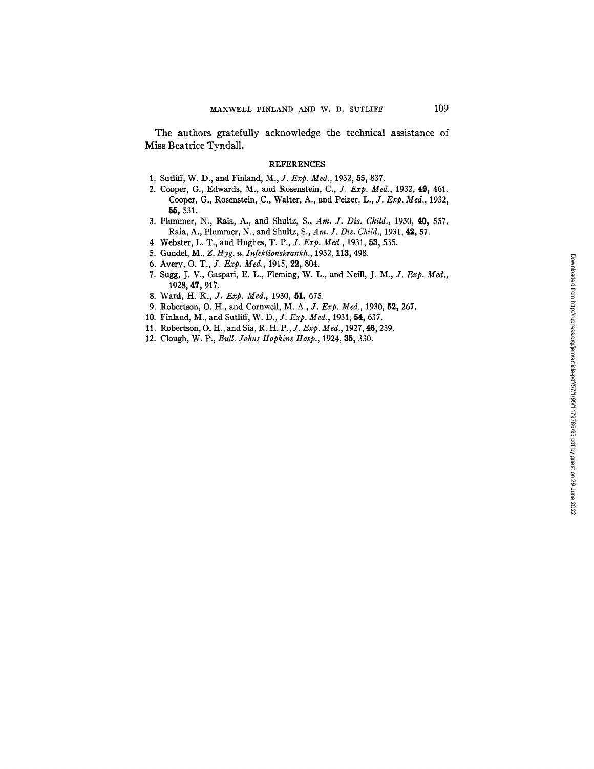The authors gratefully acknowledge the technical assistance of Miss Beatrice Tyndall.

## REFERENCES

1. Sutliff, W. D., and Finland, M., *J. Exp. Med.*, 1932, **55,** 837.
2. Cooper, G., Edwards, M., and Rosenstein, C., *J. Exp. Med.*, 1932, **49,** 461. Cooper, G., Rosenstein, C., Walter, A., and Peizer, L., *J. Exp. Med.*, 1932, **55,** 531.
3. Plummer, N., Raia, A., and Shultz, S., *Am. J. Dis. Child.*, 1930, **40,** 557. Raia, A., Plummer, N., and Shultz, S., *Am. J. Dis. Child.*, 1931, **42,** 57.
4. Webster, L. T., and Hughes, T. P., *J. Exp. Med.*, 1931, **53,** 535.
5. Gundel, M., *Z. Hyg. u. Infektionskrankh.*, 1932, **113,** 498.
6. Avery, O. T., *J. Exp. Med.*, 1915, **22,** 804.
7. Sugg, J. V., Gaspari, E. L., Fleming, W. L., and Neill, J. M., *J. Exp. Med.*, 1928, **47,** 917.
8. Ward, H. K., *J. Exp. Med.*, 1930, **51,** 675.
9. Robertson, O. H., and Cornwell, M. A., *J. Exp. Med.*, 1930, **52,** 267.
10. Finland, M., and Sutliff, W. D., *J. Exp. Med.*, 1931, **54,** 637.
11. Robertson, O. H., and Sia, R. H. P., *J. Exp. Med.*, 1927, **46,** 239.
12. Clough, W. P., *Bull. Johns Hopkins Hosp.*, 1924, **35,** 330.